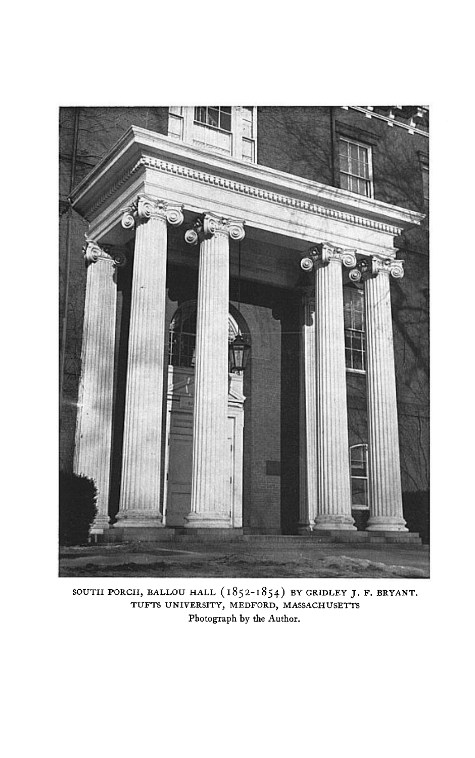SOUTH PORCH, BALLOU HALL (1852-1854) BY GRIDLEY J. F. BRYANT.
TUFTS UNIVERSITY, MEDFORD, MASSACHUSETTS
Photograph by the Author.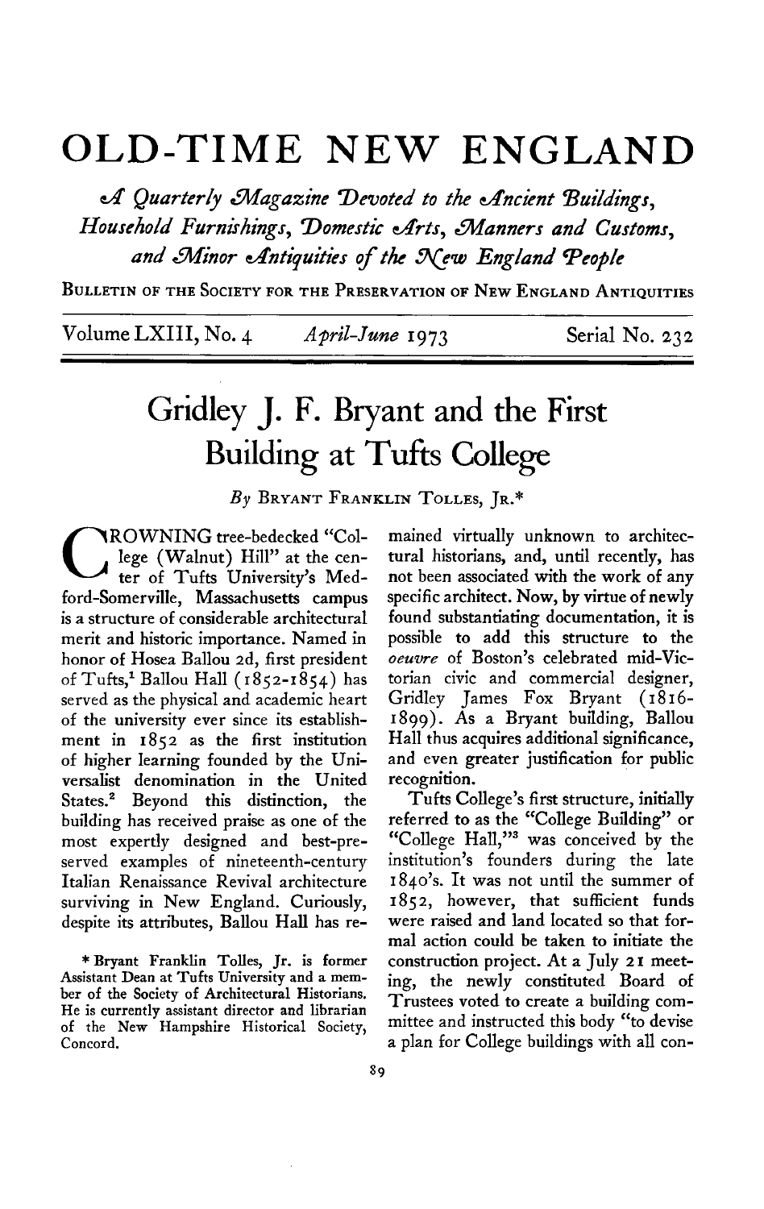# OLD-TIME NEW ENGLAND

*A Quarterly Magazine Devoted to the Ancient Buildings, Household Furnishings, Domestic Arts, Manners and Customs, and Minor Antiquities of the New England People*

BULLETIN OF THE SOCIETY FOR THE PRESERVATION OF NEW ENGLAND ANTIQUITIES

Volume LXIII, No. 4 — *April-June* 1973 — Serial No. 232

## Gridley J. F. Bryant and the First Building at Tufts College

*By* BRYANT FRANKLIN TOLLES, JR.*

CROWNING tree-bedecked "College (Walnut) Hill" at the center of Tufts University's Medford-Somerville, Massachusetts campus is a structure of considerable architectural merit and historic importance. Named in honor of Hosea Ballou 2d, first president of Tufts,[1] Ballou Hall (1852-1854) has served as the physical and academic heart of the university ever since its establishment in 1852 as the first institution of higher learning founded by the Universalist denomination in the United States.[2] Beyond this distinction, the building has received praise as one of the most expertly designed and best-preserved examples of nineteenth-century Italian Renaissance Revival architecture surviving in New England. Curiously, despite its attributes, Ballou Hall has remained virtually unknown to architectural historians, and, until recently, has not been associated with the work of any specific architect. Now, by virtue of newly found substantiating documentation, it is possible to add this structure to the *oeuvre* of Boston's celebrated mid-Victorian civic and commercial designer, Gridley James Fox Bryant (1816-1899). As a Bryant building, Ballou Hall thus acquires additional significance, and even greater justification for public recognition.

Tufts College's first structure, initially referred to as the "College Building" or "College Hall,"[3] was conceived by the institution's founders during the late 1840's. It was not until the summer of 1852, however, that sufficient funds were raised and land located so that formal action could be taken to initiate the construction project. At a July 21 meeting, the newly constituted Board of Trustees voted to create a building committee and instructed this body "to devise a plan for College buildings with all con-

\* Bryant Franklin Tolles, Jr. is former Assistant Dean at Tufts University and a member of the Society of Architectural Historians. He is currently assistant director and librarian of the New Hampshire Historical Society, Concord.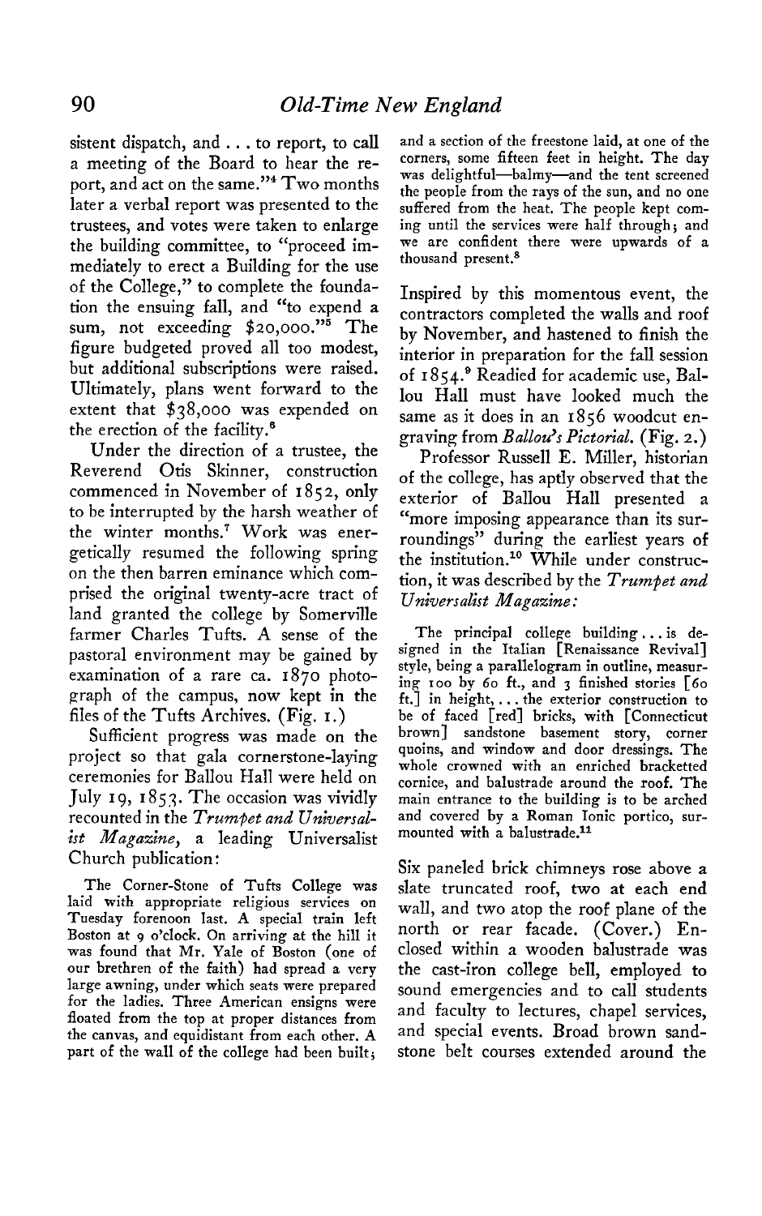sistent dispatch, and . . . to report, to call a meeting of the Board to hear the report, and act on the same."[4] Two months later a verbal report was presented to the trustees, and votes were taken to enlarge the building committee, to "proceed immediately to erect a Building for the use of the College," to complete the foundation the ensuing fall, and "to expend a sum, not exceeding $20,000."[5] The figure budgeted proved all too modest, but additional subscriptions were raised. Ultimately, plans went forward to the extent that $38,000 was expended on the erection of the facility.[6]

Under the direction of a trustee, the Reverend Otis Skinner, construction commenced in November of 1852, only to be interrupted by the harsh weather of the winter months.[7] Work was energetically resumed the following spring on the then barren eminance which comprised the original twenty-acre tract of land granted the college by Somerville farmer Charles Tufts. A sense of the pastoral environment may be gained by examination of a rare ca. 1870 photograph of the campus, now kept in the files of the Tufts Archives. (Fig. 1.)

Sufficient progress was made on the project so that gala cornerstone-laying ceremonies for Ballou Hall were held on July 19, 1853. The occasion was vividly recounted in the *Trumpet and Universalist Magazine*, a leading Universalist Church publication:

> The Corner-Stone of Tufts College was laid with appropriate religious services on Tuesday forenoon last. A special train left Boston at 9 o'clock. On arriving at the hill it was found that Mr. Yale of Boston (one of our brethren of the faith) had spread a very large awning, under which seats were prepared for the ladies. Three American ensigns were floated from the top at proper distances from the canvas, and equidistant from each other. A part of the wall of the college had been built; and a section of the freestone laid, at one of the corners, some fifteen feet in height. The day was delightful—balmy—and the tent screened the people from the rays of the sun, and no one suffered from the heat. The people kept coming until the services were half through; and we are confident there were upwards of a thousand present.[8]

Inspired by this momentous event, the contractors completed the walls and roof by November, and hastened to finish the interior in preparation for the fall session of 1854.[9] Readied for academic use, Ballou Hall must have looked much the same as it does in an 1856 woodcut engraving from *Ballou's Pictorial*. (Fig. 2.)

Professor Russell E. Miller, historian of the college, has aptly observed that the exterior of Ballou Hall presented a "more imposing appearance than its surroundings" during the earliest years of the institution.[10] While under construction, it was described by the *Trumpet and Universalist Magazine*:

> The principal college building . . . is designed in the Italian [Renaissance Revival] style, being a parallelogram in outline, measuring 100 by 60 ft., and 3 finished stories [60 ft.] in height, . . . the exterior construction to be of faced [red] bricks, with [Connecticut brown] sandstone basement story, corner quoins, and window and door dressings. The whole crowned with an enriched bracketted cornice, and balustrade around the roof. The main entrance to the building is to be arched and covered by a Roman Ionic portico, surmounted with a balustrade.[11]

Six paneled brick chimneys rose above a slate truncated roof, two at each end wall, and two atop the roof plane of the north or rear facade. (Cover.) Enclosed within a wooden balustrade was the cast-iron college bell, employed to sound emergencies and to call students and faculty to lectures, chapel services, and special events. Broad brown sandstone belt courses extended around the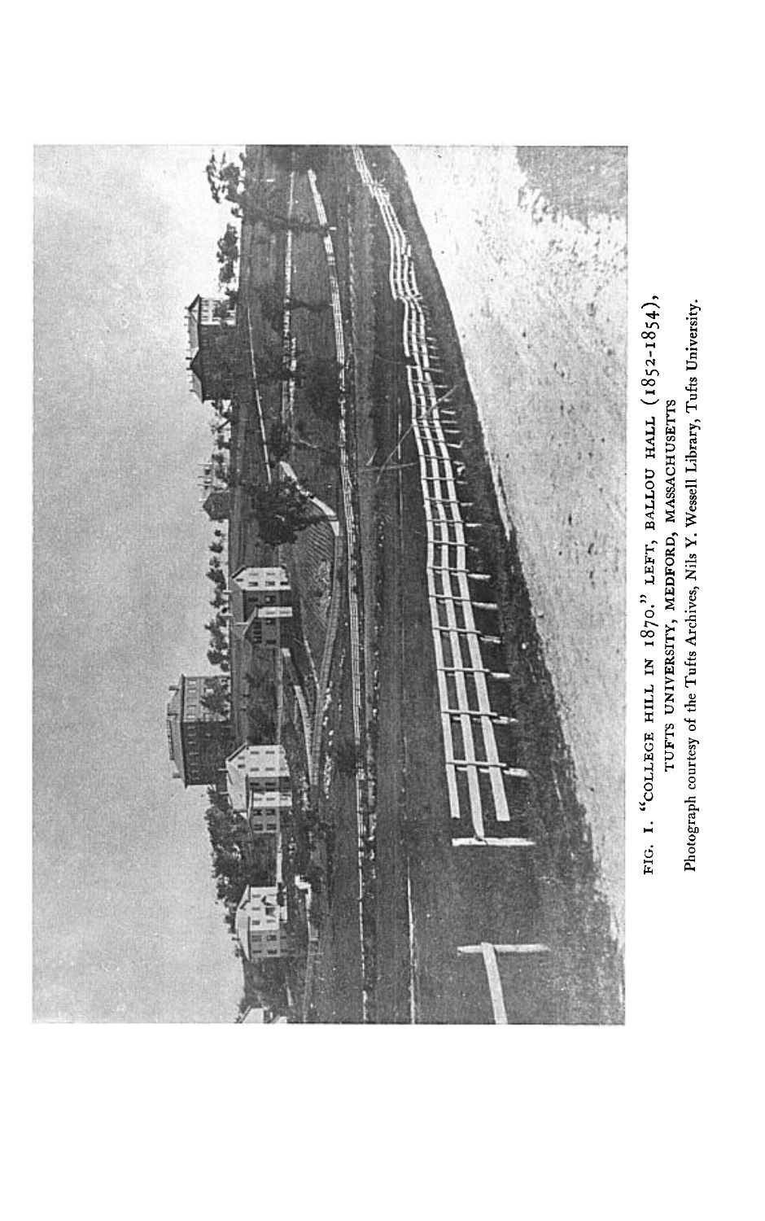FIG. 1. "COLLEGE HILL IN 1870." LEFT, BALLOU HALL (1852-1854), TUFTS UNIVERSITY, MEDFORD, MASSACHUSETTS

Photograph courtesy of the Tufts Archives, Nils Y. Wessell Library, Tufts University.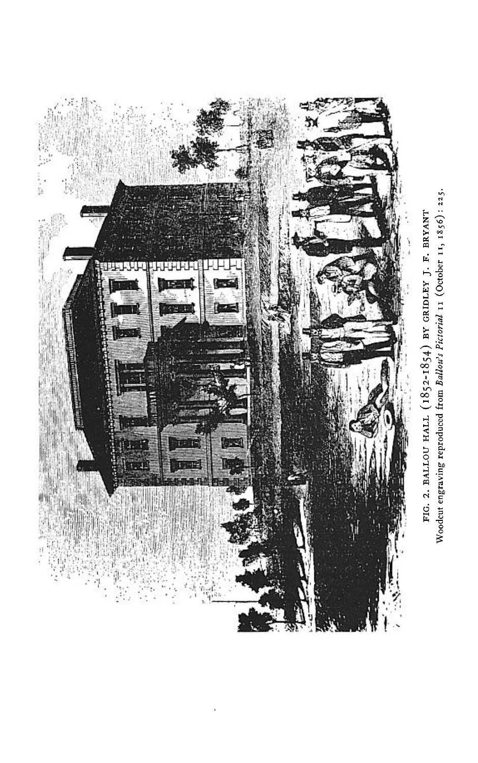FIG. 2. BALLOU HALL (1852-1854) BY GRIDLEY J. F. BRYANT
Woodcut engraving reproduced from *Ballou's Pictorial* 11 (October 11, 1856): 225.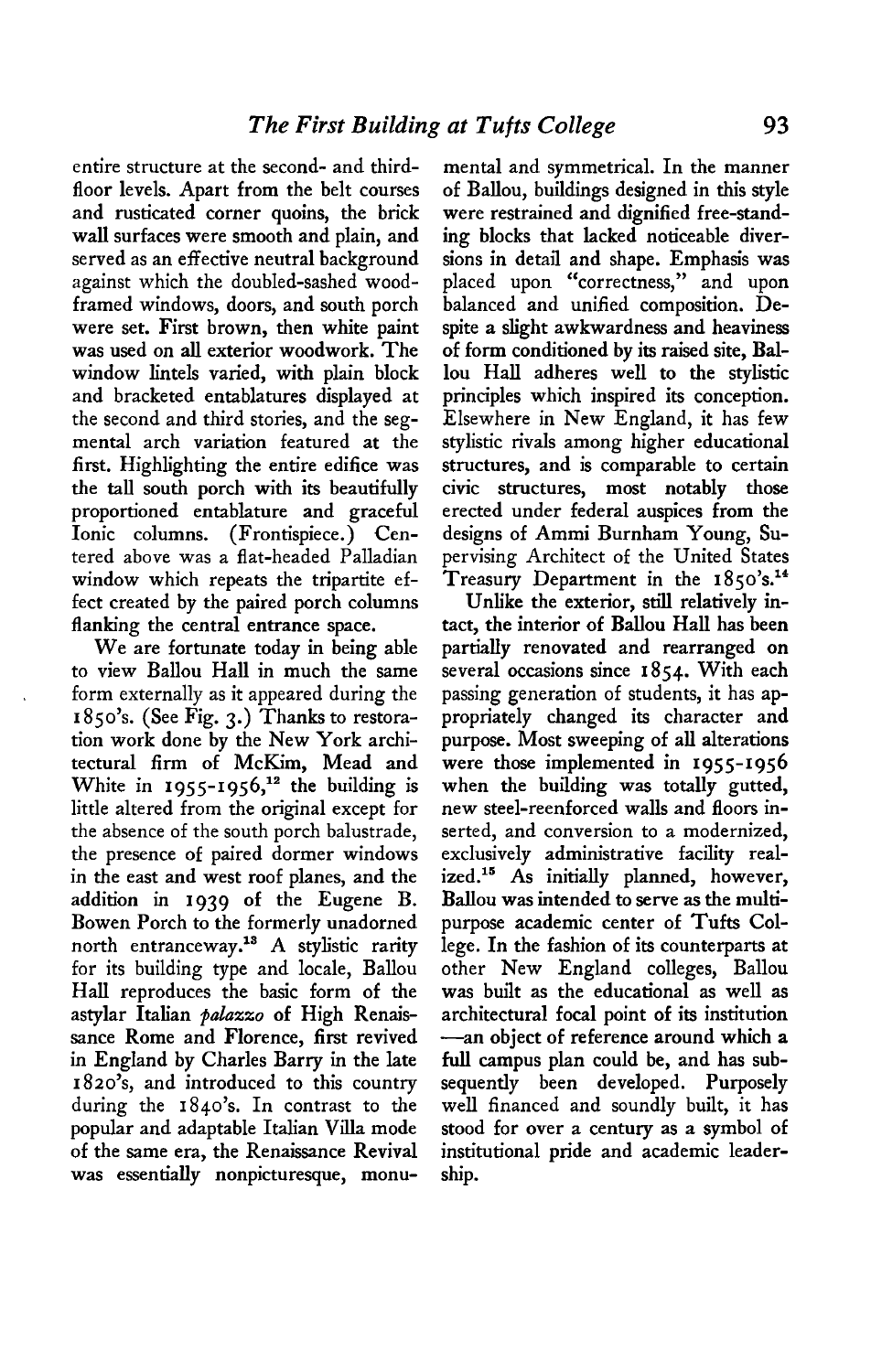entire structure at the second- and third-floor levels. Apart from the belt courses and rusticated corner quoins, the brick wall surfaces were smooth and plain, and served as an effective neutral background against which the doubled-sashed wood-framed windows, doors, and south porch were set. First brown, then white paint was used on all exterior woodwork. The window lintels varied, with plain block and bracketed entablatures displayed at the second and third stories, and the segmental arch variation featured at the first. Highlighting the entire edifice was the tall south porch with its beautifully proportioned entablature and graceful Ionic columns. (Frontispiece.) Centered above was a flat-headed Palladian window which repeats the tripartite effect created by the paired porch columns flanking the central entrance space.

We are fortunate today in being able to view Ballou Hall in much the same form externally as it appeared during the 1850's. (See Fig. 3.) Thanks to restoration work done by the New York architectural firm of McKim, Mead and White in 1955-1956,[12] the building is little altered from the original except for the absence of the south porch balustrade, the presence of paired dormer windows in the east and west roof planes, and the addition in 1939 of the Eugene B. Bowen Porch to the formerly unadorned north entranceway.[13] A stylistic rarity for its building type and locale, Ballou Hall reproduces the basic form of the astylar Italian *palazzo* of High Renaissance Rome and Florence, first revived in England by Charles Barry in the late 1820's, and introduced to this country during the 1840's. In contrast to the popular and adaptable Italian Villa mode of the same era, the Renaissance Revival was essentially nonpicturesque, monumental and symmetrical. In the manner of Ballou, buildings designed in this style were restrained and dignified free-standing blocks that lacked noticeable diversions in detail and shape. Emphasis was placed upon "correctness," and upon balanced and unified composition. Despite a slight awkwardness and heaviness of form conditioned by its raised site, Ballou Hall adheres well to the stylistic principles which inspired its conception. Elsewhere in New England, it has few stylistic rivals among higher educational structures, and is comparable to certain civic structures, most notably those erected under federal auspices from the designs of Ammi Burnham Young, Supervising Architect of the United States Treasury Department in the 1850's.[14]

Unlike the exterior, still relatively intact, the interior of Ballou Hall has been partially renovated and rearranged on several occasions since 1854. With each passing generation of students, it has appropriately changed its character and purpose. Most sweeping of all alterations were those implemented in 1955-1956 when the building was totally gutted, new steel-reenforced walls and floors inserted, and conversion to a modernized, exclusively administrative facility realized.[15] As initially planned, however, Ballou was intended to serve as the multi-purpose academic center of Tufts College. In the fashion of its counterparts at other New England colleges, Ballou was built as the educational as well as architectural focal point of its institution —an object of reference around which a full campus plan could be, and has subsequently been developed. Purposely well financed and soundly built, it has stood for over a century as a symbol of institutional pride and academic leadership.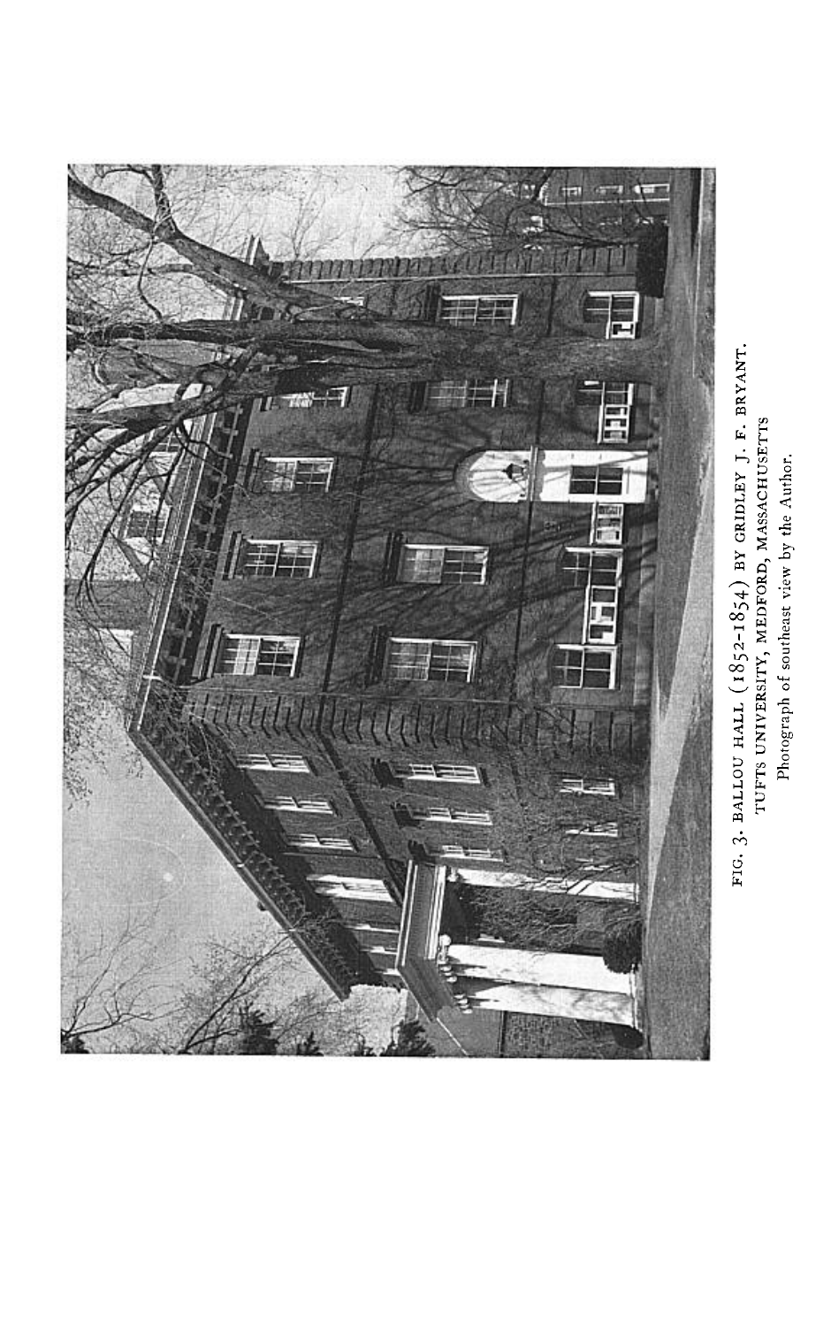FIG. 3. BALLOU HALL (1852-1854) BY GRIDLEY J. F. BRYANT. TUFTS UNIVERSITY, MEDFORD, MASSACHUSETTS

Photograph of southeast view by the Author.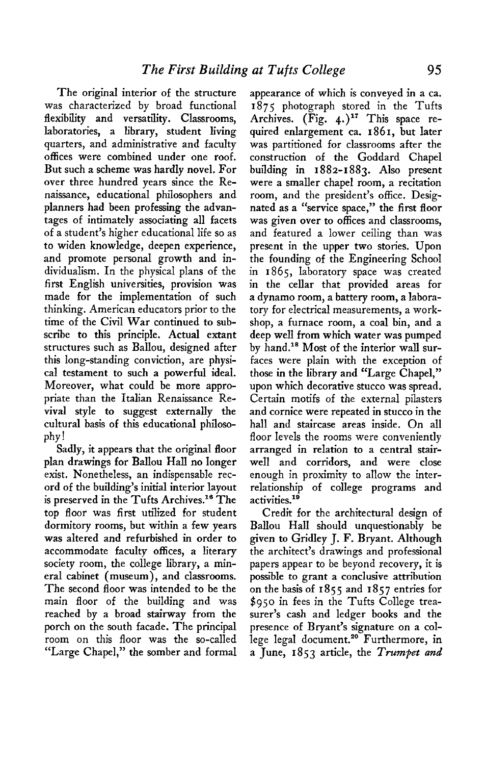The original interior of the structure was characterized by broad functional flexibility and versatility. Classrooms, laboratories, a library, student living quarters, and administrative and faculty offices were combined under one roof. But such a scheme was hardly novel. For over three hundred years since the Renaissance, educational philosophers and planners had been professing the advantages of intimately associating all facets of a student's higher educational life so as to widen knowledge, deepen experience, and promote personal growth and individualism. In the physical plans of the first English universities, provision was made for the implementation of such thinking. American educators prior to the time of the Civil War continued to subscribe to this principle. Actual extant structures such as Ballou, designed after this long-standing conviction, are physical testament to such a powerful ideal. Moreover, what could be more appropriate than the Italian Renaissance Revival style to suggest externally the cultural basis of this educational philosophy!

Sadly, it appears that the original floor plan drawings for Ballou Hall no longer exist. Nonetheless, an indispensable record of the building's initial interior layout is preserved in the Tufts Archives.[16] The top floor was first utilized for student dormitory rooms, but within a few years was altered and refurbished in order to accommodate faculty offices, a literary society room, the college library, a mineral cabinet (museum), and classrooms. The second floor was intended to be the main floor of the building and was reached by a broad stairway from the porch on the south facade. The principal room on this floor was the so-called "Large Chapel," the somber and formal appearance of which is conveyed in a ca. 1875 photograph stored in the Tufts Archives. (Fig. 4.)[17] This space required enlargement ca. 1861, but later was partitioned for classrooms after the construction of the Goddard Chapel building in 1882-1883. Also present were a smaller chapel room, a recitation room, and the president's office. Designated as a "service space," the first floor was given over to offices and classrooms, and featured a lower ceiling than was present in the upper two stories. Upon the founding of the Engineering School in 1865, laboratory space was created in the cellar that provided areas for a dynamo room, a battery room, a laboratory for electrical measurements, a workshop, a furnace room, a coal bin, and a deep well from which water was pumped by hand.[18] Most of the interior wall surfaces were plain with the exception of those in the library and "Large Chapel," upon which decorative stucco was spread. Certain motifs of the external pilasters and cornice were repeated in stucco in the hall and staircase areas inside. On all floor levels the rooms were conveniently arranged in relation to a central stairwell and corridors, and were close enough in proximity to allow the interrelationship of college programs and activities.[19]

Credit for the architectural design of Ballou Hall should unquestionably be given to Gridley J. F. Bryant. Although the architect's drawings and professional papers appear to be beyond recovery, it is possible to grant a conclusive attribution on the basis of 1855 and 1857 entries for $950 in fees in the Tufts College treasurer's cash and ledger books and the presence of Bryant's signature on a college legal document.[20] Furthermore, in a June, 1853 article, the *Trumpet and*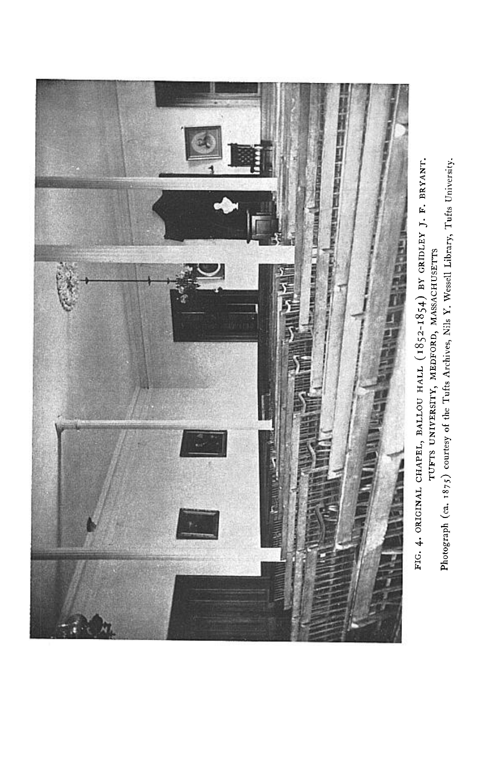FIG. 4. ORIGINAL CHAPEL, BALLOU HALL (1852–1854) BY GRIDLEY J. F. BRYANT. TUFTS UNIVERSITY, MEDFORD, MASSACHUSETTS

Photograph (ca. 1875) courtesy of the Tufts Archives, Nils Y. Wessell Library, Tufts University.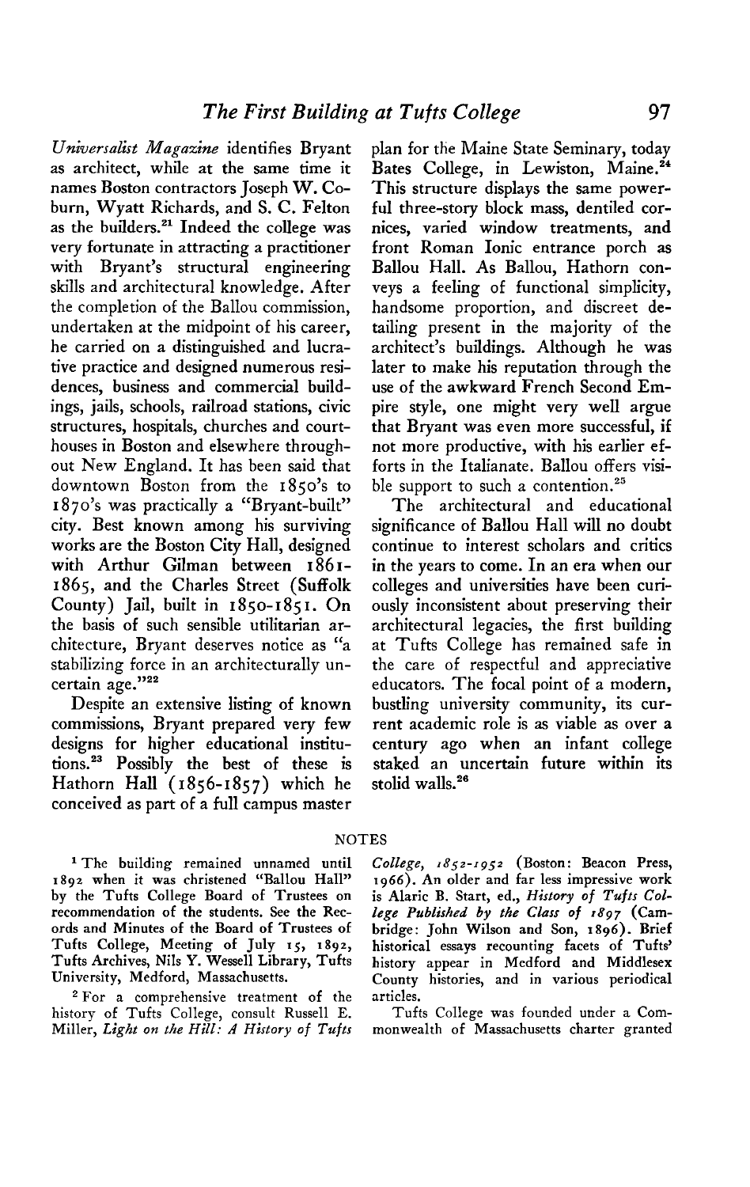*Universalist Magazine* identifies Bryant as architect, while at the same time it names Boston contractors Joseph W. Coburn, Wyatt Richards, and S. C. Felton as the builders.[21] Indeed the college was very fortunate in attracting a practitioner with Bryant's structural engineering skills and architectural knowledge. After the completion of the Ballou commission, undertaken at the midpoint of his career, he carried on a distinguished and lucrative practice and designed numerous residences, business and commercial buildings, jails, schools, railroad stations, civic structures, hospitals, churches and courthouses in Boston and elsewhere throughout New England. It has been said that downtown Boston from the 1850's to 1870's was practically a "Bryant-built" city. Best known among his surviving works are the Boston City Hall, designed with Arthur Gilman between 1861-1865, and the Charles Street (Suffolk County) Jail, built in 1850-1851. On the basis of such sensible utilitarian architecture, Bryant deserves notice as "a stabilizing force in an architecturally uncertain age."[22]

Despite an extensive listing of known commissions, Bryant prepared very few designs for higher educational institutions.[23] Possibly the best of these is Hathorn Hall (1856-1857) which he conceived as part of a full campus master plan for the Maine State Seminary, today Bates College, in Lewiston, Maine.[24] This structure displays the same powerful three-story block mass, dentiled cornices, varied window treatments, and front Roman Ionic entrance porch as Ballou Hall. As Ballou, Hathorn conveys a feeling of functional simplicity, handsome proportion, and discreet detailing present in the majority of the architect's buildings. Although he was later to make his reputation through the use of the awkward French Second Empire style, one might very well argue that Bryant was even more successful, if not more productive, with his earlier efforts in the Italianate. Ballou offers visible support to such a contention.[25]

The architectural and educational significance of Ballou Hall will no doubt continue to interest scholars and critics in the years to come. In an era when our colleges and universities have been curiously inconsistent about preserving their architectural legacies, the first building at Tufts College has remained safe in the care of respectful and appreciative educators. The focal point of a modern, bustling university community, its current academic role is as viable as over a century ago when an infant college staked an uncertain future within its stolid walls.[26]

## NOTES

[1] The building remained unnamed until 1892 when it was christened "Ballou Hall" by the Tufts College Board of Trustees on recommendation of the students. See the Records and Minutes of the Board of Trustees of Tufts College, Meeting of July 15, 1892, Tufts Archives, Nils Y. Wessell Library, Tufts University, Medford, Massachusetts.

[2] For a comprehensive treatment of the history of Tufts College, consult Russell E. Miller, *Light on the Hill: A History of Tufts College, 1852-1952* (Boston: Beacon Press, 1966). An older and far less impressive work is Alaric B. Start, ed., *History of Tufts College Published by the Class of 1897* (Cambridge: John Wilson and Son, 1896). Brief historical essays recounting facets of Tufts' history appear in Medford and Middlesex County histories, and in various periodical articles.

Tufts College was founded under a Commonwealth of Massachusetts charter granted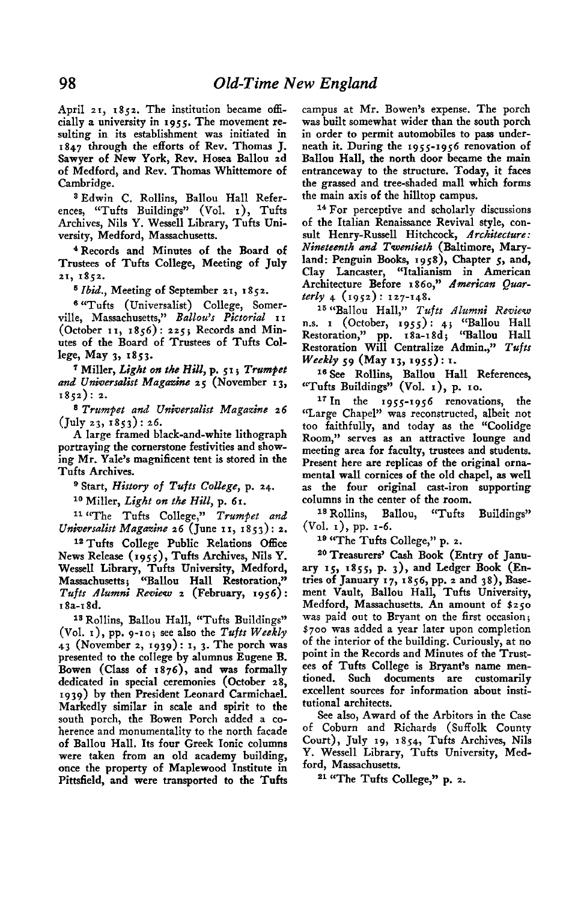April 21, 1852. The institution became officially a university in 1955. The movement resulting in its establishment was initiated in 1847 through the efforts of Rev. Thomas J. Sawyer of New York, Rev. Hosea Ballou 2d of Medford, and Rev. Thomas Whittemore of Cambridge.

[3] Edwin C. Rollins, Ballou Hall References, "Tufts Buildings" (Vol. 1), Tufts Archives, Nils Y. Wessell Library, Tufts University, Medford, Massachusetts.

[4] Records and Minutes of the Board of Trustees of Tufts College, Meeting of July 21, 1852.

[5] *Ibid.*, Meeting of September 21, 1852.

[6] "Tufts (Universalist) College, Somerville, Massachusetts," *Ballou's Pictorial* 11 (October 11, 1856): 225; Records and Minutes of the Board of Trustees of Tufts College, May 3, 1853.

[7] Miller, *Light on the Hill*, p. 51; *Trumpet and Universalist Magazine* 25 (November 13, 1852): 2.

[8] *Trumpet and Universalist Magazine* 26 (July 23, 1853): 26.

A large framed black-and-white lithograph portraying the cornerstone festivities and showing Mr. Yale's magnificent tent is stored in the Tufts Archives.

[9] Start, *History of Tufts College*, p. 24.

[10] Miller, *Light on the Hill*, p. 61.

[11] "The Tufts College," *Trumpet and Universalist Magazine* 26 (June 11, 1853): 2.

[12] Tufts College Public Relations Office News Release (1955), Tufts Archives, Nils Y. Wessell Library, Tufts University, Medford, Massachusetts; "Ballou Hall Restoration," *Tufts Alumni Review* 2 (February, 1956): 18a-18d.

[13] Rollins, Ballou Hall, "Tufts Buildings" (Vol. 1), pp. 9-10; see also the *Tufts Weekly* 43 (November 2, 1939): 1, 3. The porch was presented to the college by alumnus Eugene B. Bowen (Class of 1876), and was formally dedicated in special ceremonies (October 28, 1939) by then President Leonard Carmichael. Markedly similar in scale and spirit to the south porch, the Bowen Porch added a coherence and monumentality to the north façade of Ballou Hall. Its four Greek Ionic columns were taken from an old academy building, once the property of Maplewood Institute in Pittsfield, and were transported to the Tufts campus at Mr. Bowen's expense. The porch was built somewhat wider than the south porch in order to permit automobiles to pass underneath it. During the 1955-1956 renovation of Ballou Hall, the north door became the main entranceway to the structure. Today, it faces the grassed and tree-shaded mall which forms the main axis of the hilltop campus.

[14] For perceptive and scholarly discussions of the Italian Renaissance Revival style, consult Henry-Russell Hitchcock, *Architecture: Nineteenth and Twentieth* (Baltimore, Maryland: Penguin Books, 1958), Chapter 5, and, Clay Lancaster, "Italianism in American Architecture Before 1860," *American Quarterly* 4 (1952): 127-148.

[15] "Ballou Hall," *Tufts Alumni Review* n.s. 1 (October, 1955): 4; "Ballou Hall Restoration," pp. 18a-18d; "Ballou Hall Restoration Will Centralize Admin.," *Tufts Weekly* 59 (May 13, 1955): 1.

[16] See Rollins, Ballou Hall References, "Tufts Buildings" (Vol. 1), p. 10.

[17] In the 1955-1956 renovations, the "Large Chapel" was reconstructed, albeit not too faithfully, and today as the "Coolidge Room," serves as an attractive lounge and meeting area for faculty, trustees and students. Present here are replicas of the original ornamental wall cornices of the old chapel, as well as the four original cast-iron supporting columns in the center of the room.

[18] Rollins, Ballou, "Tufts Buildings" (Vol. 1), pp. 1-6.

[19] "The Tufts College," p. 2.

[20] Treasurers' Cash Book (Entry of January 15, 1855, p. 3), and Ledger Book (Entries of January 17, 1856, pp. 2 and 38), Basement Vault, Ballou Hall, Tufts University, Medford, Massachusetts. An amount of $250 was paid out to Bryant on the first occasion; $700 was added a year later upon completion of the interior of the building. Curiously, at no point in the Records and Minutes of the Trustees of Tufts College is Bryant's name mentioned. Such documents are customarily excellent sources for information about institutional architects.

See also, Award of the Arbitors in the Case of Coburn and Richards (Suffolk County Court), July 19, 1854, Tufts Archives, Nils Y. Wessell Library, Tufts University, Medford, Massachusetts.

[21] "The Tufts College," p. 2.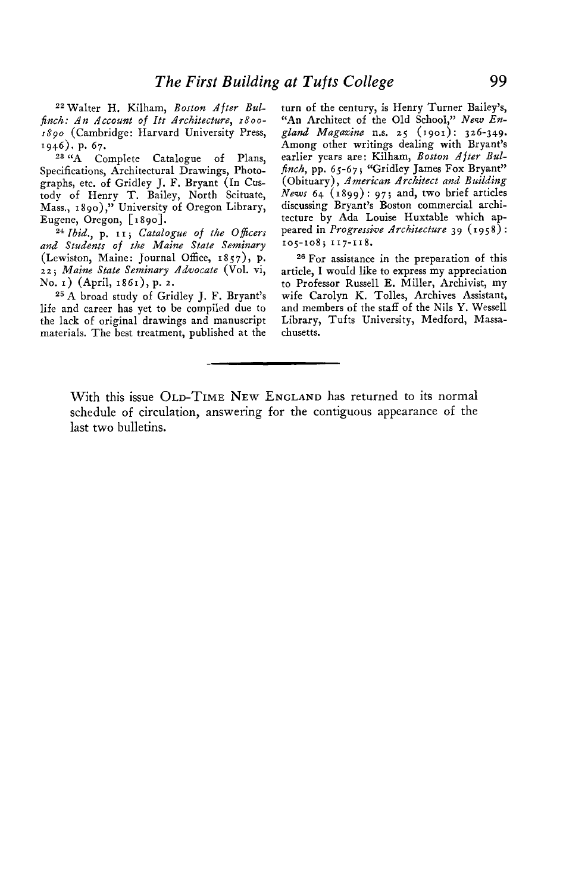[22] Walter H. Kilham, *Boston After Bulfinch: An Account of Its Architecture, 1800-1890* (Cambridge: Harvard University Press, 1946), p. 67.

[23] "A Complete Catalogue of Plans, Specifications, Architectural Drawings, Photographs, etc. of Gridley J. F. Bryant (In Custody of Henry T. Bailey, North Scituate, Mass., 1890)," University of Oregon Library, Eugene, Oregon, [1890].

[24] *Ibid.*, p. 11; *Catalogue of the Officers and Students of the Maine State Seminary* (Lewiston, Maine: Journal Office, 1857), p. 22; *Maine State Seminary Advocate* (Vol. vi, No. 1) (April, 1861), p. 2.

[25] A broad study of Gridley J. F. Bryant's life and career has yet to be compiled due to the lack of original drawings and manuscript materials. The best treatment, published at the turn of the century, is Henry Turner Bailey's, "An Architect of the Old School," *New England Magazine* n.s. 25 (1901): 326-349. Among other writings dealing with Bryant's earlier years are: Kilham, *Boston After Bulfinch*, pp. 65-67; "Gridley James Fox Bryant" (Obituary), *American Architect and Building News* 64 (1899): 97; and, two brief articles discussing Bryant's Boston commercial architecture by Ada Louise Huxtable which appeared in *Progressive Architecture* 39 (1958): 105-108; 117-118.

[26] For assistance in the preparation of this article, I would like to express my appreciation to Professor Russell E. Miller, Archivist, my wife Carolyn K. Tolles, Archives Assistant, and members of the staff of the Nils Y. Wessell Library, Tufts University, Medford, Massachusetts.

---

With this issue OLD-TIME NEW ENGLAND has returned to its normal schedule of circulation, answering for the contiguous appearance of the last two bulletins.